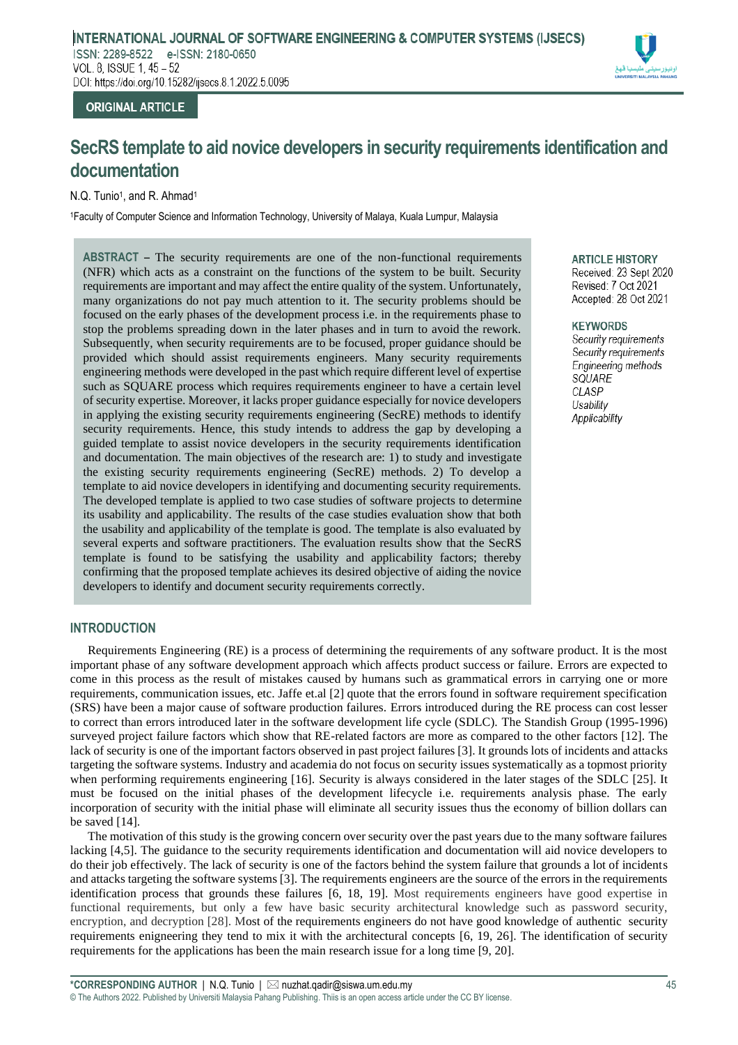ORIGINAL ARTICLE

# SecRS template to aid novice developers in security requirements identification and documentation

N.Q. Tunio[1], and R. Ahmad[1]

[1]Faculty of Computer Science and Information Technology, University of Malaya, Kuala Lumpur, Malaysia

**ABSTRACT** – The security requirements are one of the non-functional requirements (NFR) which acts as a constraint on the functions of the system to be built. Security requirements are important and may affect the entire quality of the system. Unfortunately, many organizations do not pay much attention to it. The security problems should be focused on the early phases of the development process i.e. in the requirements phase to stop the problems spreading down in the later phases and in turn to avoid the rework. Subsequently, when security requirements are to be focused, proper guidance should be provided which should assist requirements engineers. Many security requirements engineering methods were developed in the past which require different level of expertise such as SQUARE process which requires requirements engineer to have a certain level of security expertise. Moreover, it lacks proper guidance especially for novice developers in applying the existing security requirements engineering (SecRE) methods to identify security requirements. Hence, this study intends to address the gap by developing a guided template to assist novice developers in the security requirements identification and documentation. The main objectives of the research are: 1) to study and investigate the existing security requirements engineering (SecRE) methods. 2) To develop a template to aid novice developers in identifying and documenting security requirements. The developed template is applied to two case studies of software projects to determine its usability and applicability. The results of the case studies evaluation show that both the usability and applicability of the template is good. The template is also evaluated by several experts and software practitioners. The evaluation results show that the SecRS template is found to be satisfying the usability and applicability factors; thereby confirming that the proposed template achieves its desired objective of aiding the novice developers to identify and document security requirements correctly.

**ARTICLE HISTORY**
Received: 23 Sept 2020
Revised: 7 Oct 2021
Accepted: 28 Oct 2021

**KEYWORDS**
*Security requirements*
*Security requirements*
*Engineering methods*
*SQUARE*
*CLASP*
*Usability*
*Applicability*

## INTRODUCTION

Requirements Engineering (RE) is a process of determining the requirements of any software product. It is the most important phase of any software development approach which affects product success or failure. Errors are expected to come in this process as the result of mistakes caused by humans such as grammatical errors in carrying one or more requirements, communication issues, etc. Jaffe et.al [2] quote that the errors found in software requirement specification (SRS) have been a major cause of software production failures. Errors introduced during the RE process can cost lesser to correct than errors introduced later in the software development life cycle (SDLC). The Standish Group (1995-1996) surveyed project failure factors which show that RE-related factors are more as compared to the other factors [12]. The lack of security is one of the important factors observed in past project failures [3]. It grounds lots of incidents and attacks targeting the software systems. Industry and academia do not focus on security issues systematically as a topmost priority when performing requirements engineering [16]. Security is always considered in the later stages of the SDLC [25]. It must be focused on the initial phases of the development lifecycle i.e. requirements analysis phase. The early incorporation of security with the initial phase will eliminate all security issues thus the economy of billion dollars can be saved [14].

The motivation of this study is the growing concern over security over the past years due to the many software failures lacking [4,5]. The guidance to the security requirements identification and documentation will aid novice developers to do their job effectively. The lack of security is one of the factors behind the system failure that grounds a lot of incidents and attacks targeting the software systems [3]. The requirements engineers are the source of the errors in the requirements identification process that grounds these failures [6, 18, 19]. Most requirements engineers have good expertise in functional requirements, but only a few have basic security architectural knowledge such as password security, encryption, and decryption [28]. Most of the requirements engineers do not have good knowledge of authentic security requirements enigneering they tend to mix it with the architectural concepts [6, 19, 26]. The identification of security requirements for the applications has been the main research issue for a long time [9, 20].

*CORRESPONDING AUTHOR | N.Q. Tunio | ✉ nuzhat.qadir@siswa.um.edu.my

© The Authors 2022. Published by Universiti Malaysia Pahang Publishing. Thiis is an open access article under the CC BY license.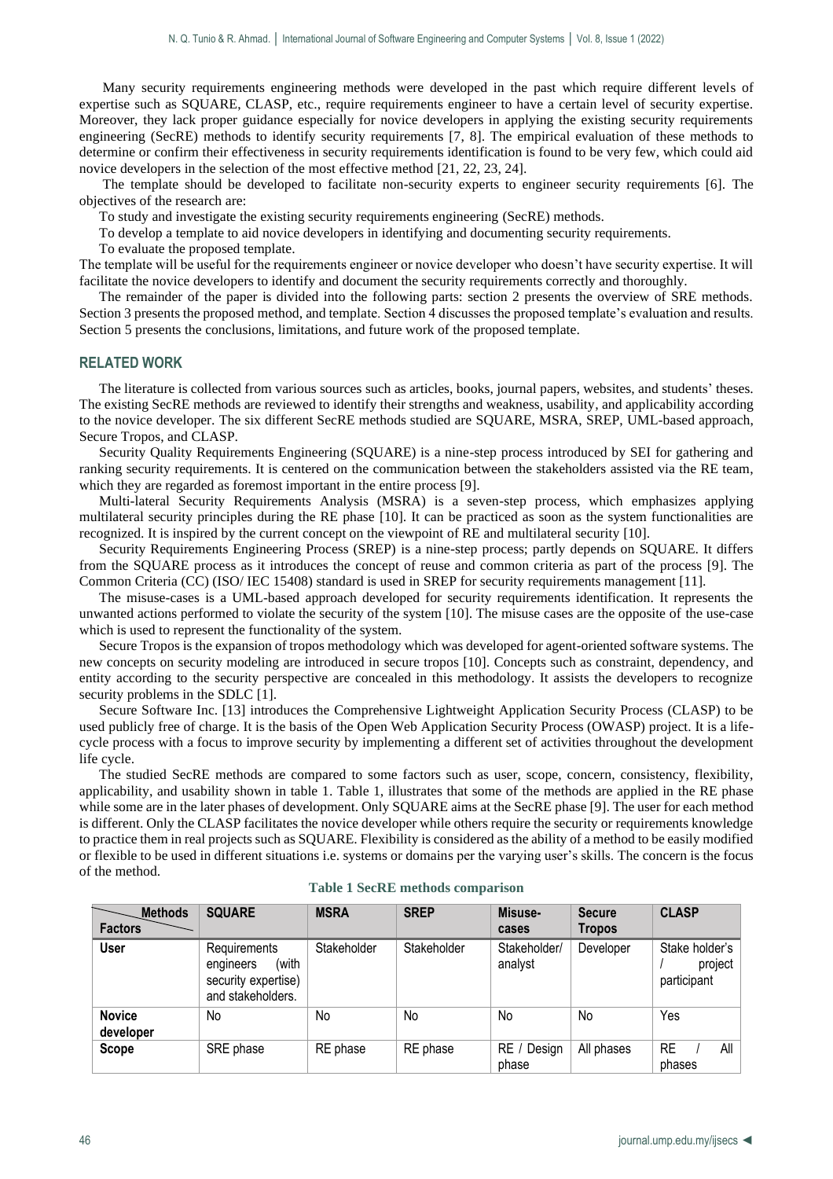Many security requirements engineering methods were developed in the past which require different levels of expertise such as SQUARE, CLASP, etc., require requirements engineer to have a certain level of security expertise. Moreover, they lack proper guidance especially for novice developers in applying the existing security requirements engineering (SecRE) methods to identify security requirements [7, 8]. The empirical evaluation of these methods to determine or confirm their effectiveness in security requirements identification is found to be very few, which could aid novice developers in the selection of the most effective method [21, 22, 23, 24].

The template should be developed to facilitate non-security experts to engineer security requirements [6]. The objectives of the research are:

To study and investigate the existing security requirements engineering (SecRE) methods.

To develop a template to aid novice developers in identifying and documenting security requirements.

To evaluate the proposed template.

The template will be useful for the requirements engineer or novice developer who doesn't have security expertise. It will facilitate the novice developers to identify and document the security requirements correctly and thoroughly.

The remainder of the paper is divided into the following parts: section 2 presents the overview of SRE methods. Section 3 presents the proposed method, and template. Section 4 discusses the proposed template's evaluation and results. Section 5 presents the conclusions, limitations, and future work of the proposed template.

## RELATED WORK

The literature is collected from various sources such as articles, books, journal papers, websites, and students' theses. The existing SecRE methods are reviewed to identify their strengths and weakness, usability, and applicability according to the novice developer. The six different SecRE methods studied are SQUARE, MSRA, SREP, UML-based approach, Secure Tropos, and CLASP.

Security Quality Requirements Engineering (SQUARE) is a nine-step process introduced by SEI for gathering and ranking security requirements. It is centered on the communication between the stakeholders assisted via the RE team, which they are regarded as foremost important in the entire process [9].

Multi-lateral Security Requirements Analysis (MSRA) is a seven-step process, which emphasizes applying multilateral security principles during the RE phase [10]. It can be practiced as soon as the system functionalities are recognized. It is inspired by the current concept on the viewpoint of RE and multilateral security [10].

Security Requirements Engineering Process (SREP) is a nine-step process; partly depends on SQUARE. It differs from the SQUARE process as it introduces the concept of reuse and common criteria as part of the process [9]. The Common Criteria (CC) (ISO/ IEC 15408) standard is used in SREP for security requirements management [11].

The misuse-cases is a UML-based approach developed for security requirements identification. It represents the unwanted actions performed to violate the security of the system [10]. The misuse cases are the opposite of the use-case which is used to represent the functionality of the system.

Secure Tropos is the expansion of tropos methodology which was developed for agent-oriented software systems. The new concepts on security modeling are introduced in secure tropos [10]. Concepts such as constraint, dependency, and entity according to the security perspective are concealed in this methodology. It assists the developers to recognize security problems in the SDLC [1].

Secure Software Inc. [13] introduces the Comprehensive Lightweight Application Security Process (CLASP) to be used publicly free of charge. It is the basis of the Open Web Application Security Process (OWASP) project. It is a life-cycle process with a focus to improve security by implementing a different set of activities throughout the development life cycle.

The studied SecRE methods are compared to some factors such as user, scope, concern, consistency, flexibility, applicability, and usability shown in table 1. Table 1, illustrates that some of the methods are applied in the RE phase while some are in the later phases of development. Only SQUARE aims at the SecRE phase [9]. The user for each method is different. Only the CLASP facilitates the novice developer while others require the security or requirements knowledge to practice them in real projects such as SQUARE. Flexibility is considered as the ability of a method to be easily modified or flexible to be used in different situations i.e. systems or domains per the varying user's skills. The concern is the focus of the method.

**Table 1 SecRE methods comparison**

| Factors \ Methods | SQUARE | MSRA | SREP | Misuse-cases | Secure Tropos | CLASP |
|---|---|---|---|---|---|---|
| **User** | Requirements engineers (with security expertise) and stakeholders. | Stakeholder | Stakeholder | Stakeholder/ analyst | Developer | Stake holder's / project participant |
| **Novice developer** | No | No | No | No | No | Yes |
| **Scope** | SRE phase | RE phase | RE phase | RE / Design phase | All phases | RE / All phases |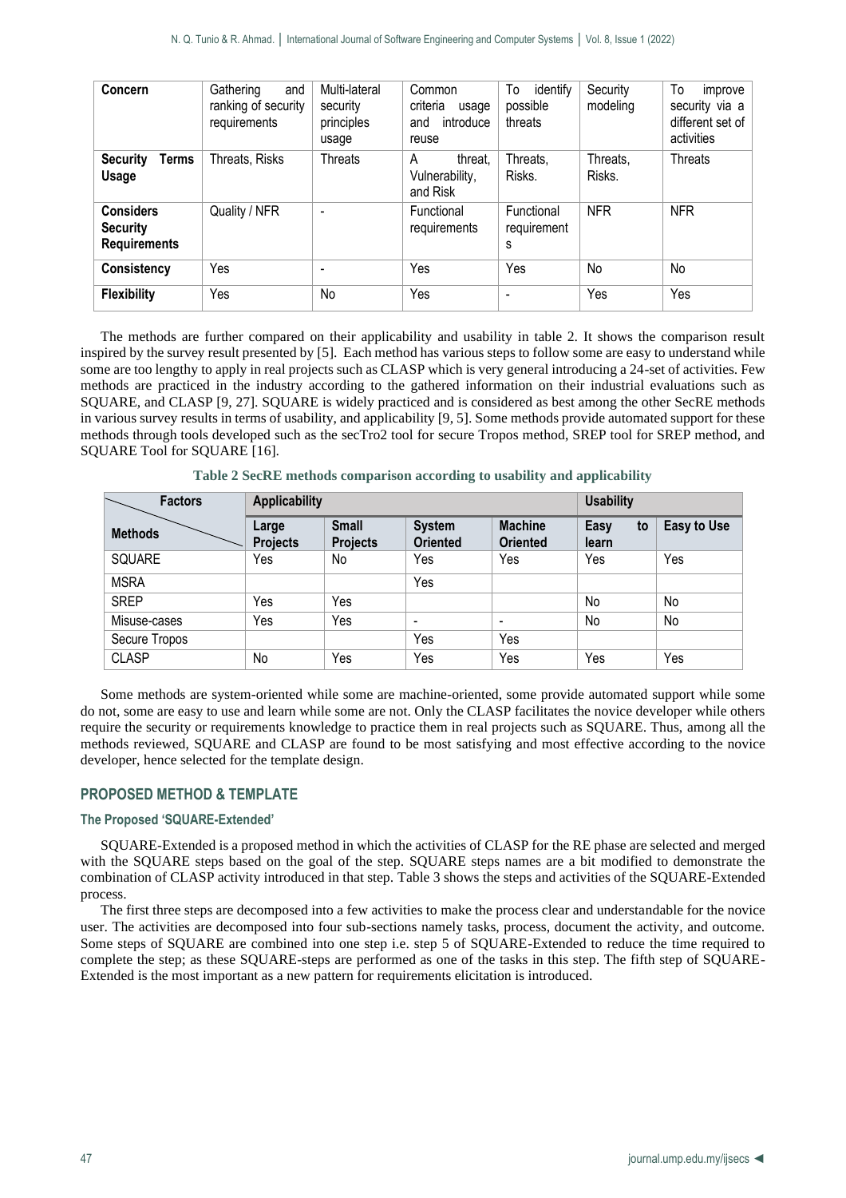| Concern | Gathering and ranking of security requirements | Multi-lateral security principles usage | Common criteria usage and introduce reuse | To identify possible threats | Security modeling | To improve security via a different set of activities |
|---|---|---|---|---|---|---|
| **Security Terms Usage** | Threats, Risks | Threats | A threat, Vulnerability, and Risk | Threats, Risks. | Threats, Risks. | Threats |
| **Considers Security Requirements** | Quality / NFR | - | Functional requirements | Functional requirements | NFR | NFR |
| **Consistency** | Yes | - | Yes | Yes | No | No |
| **Flexibility** | Yes | No | Yes | - | Yes | Yes |

The methods are further compared on their applicability and usability in table 2. It shows the comparison result inspired by the survey result presented by [5]. Each method has various steps to follow some are easy to understand while some are too lengthy to apply in real projects such as CLASP which is very general introducing a 24-set of activities. Few methods are practiced in the industry according to the gathered information on their industrial evaluations such as SQUARE, and CLASP [9, 27]. SQUARE is widely practiced and is considered as best among the other SecRE methods in various survey results in terms of usability, and applicability [9, 5]. Some methods provide automated support for these methods through tools developed such as the secTro2 tool for secure Tropos method, SREP tool for SREP method, and SQUARE Tool for SQUARE [16].

**Table 2 SecRE methods comparison according to usability and applicability**

| Factors / Methods | Applicability | | | | Usability | |
|---|---|---|---|---|---|---|
| | **Large Projects** | **Small Projects** | **System Oriented** | **Machine Oriented** | **Easy to learn** | **Easy to Use** |
| SQUARE | Yes | No | Yes | Yes | Yes | Yes |
| MSRA | | | Yes | | | |
| SREP | Yes | Yes | | | No | No |
| Misuse-cases | Yes | Yes | - | - | No | No |
| Secure Tropos | | | Yes | Yes | | |
| CLASP | No | Yes | Yes | Yes | Yes | Yes |

Some methods are system-oriented while some are machine-oriented, some provide automated support while some do not, some are easy to use and learn while some are not. Only the CLASP facilitates the novice developer while others require the security or requirements knowledge to practice them in real projects such as SQUARE. Thus, among all the methods reviewed, SQUARE and CLASP are found to be most satisfying and most effective according to the novice developer, hence selected for the template design.

## PROPOSED METHOD & TEMPLATE

### The Proposed 'SQUARE-Extended'

SQUARE-Extended is a proposed method in which the activities of CLASP for the RE phase are selected and merged with the SQUARE steps based on the goal of the step. SQUARE steps names are a bit modified to demonstrate the combination of CLASP activity introduced in that step. Table 3 shows the steps and activities of the SQUARE-Extended process.

The first three steps are decomposed into a few activities to make the process clear and understandable for the novice user. The activities are decomposed into four sub-sections namely tasks, process, document the activity, and outcome. Some steps of SQUARE are combined into one step i.e. step 5 of SQUARE-Extended to reduce the time required to complete the step; as these SQUARE-steps are performed as one of the tasks in this step. The fifth step of SQUARE-Extended is the most important as a new pattern for requirements elicitation is introduced.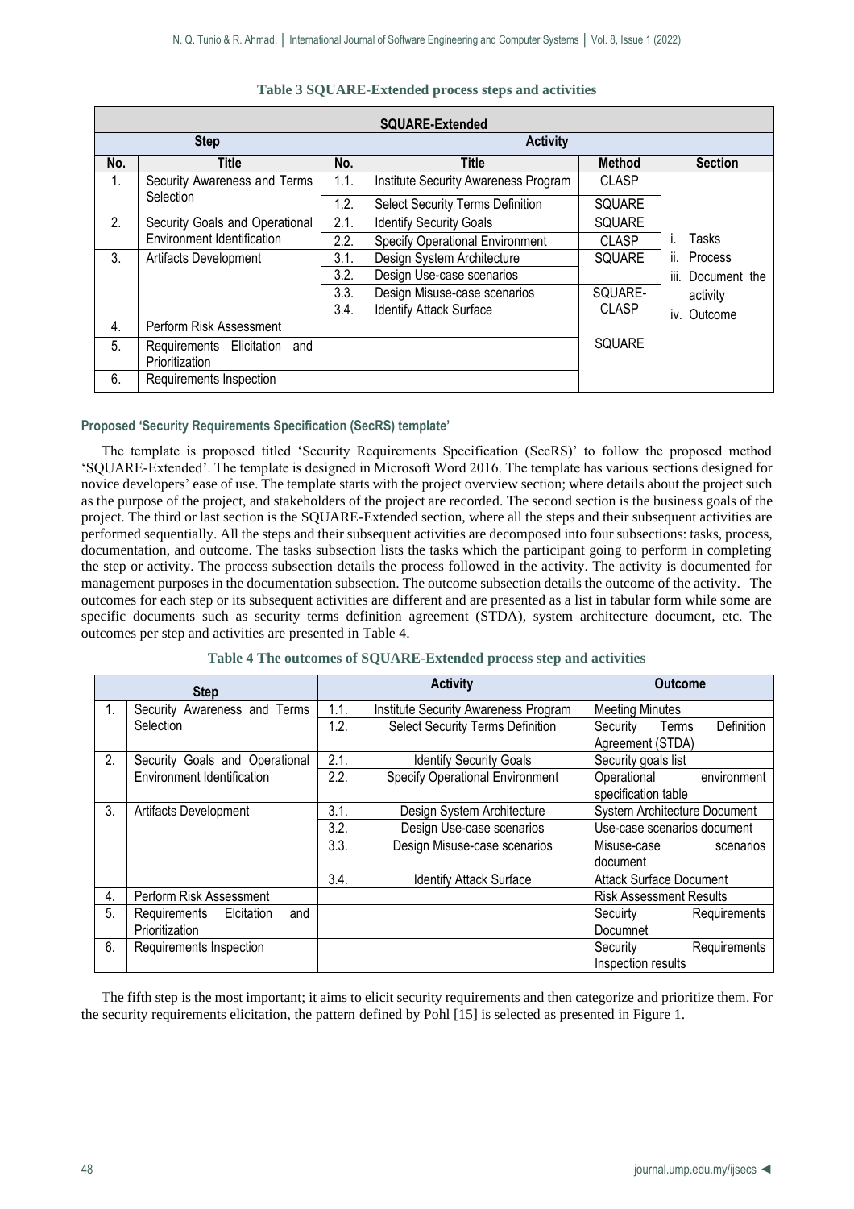**Table 3 SQUARE-Extended process steps and activities**

| SQUARE-Extended | | | | | |
|---|---|---|---|---|---|
| Step | | Activity | | | |
| No. | Title | No. | Title | Method | Section |
| 1. | Security Awareness and Terms Selection | 1.1. | Institute Security Awareness Program | CLASP | i. Tasks<br>ii. Process<br>iii. Document the activity<br>iv. Outcome |
| | | 1.2. | Select Security Terms Definition | SQUARE | |
| 2. | Security Goals and Operational Environment Identification | 2.1. | Identify Security Goals | SQUARE | |
| | | 2.2. | Specify Operational Environment | CLASP | |
| 3. | Artifacts Development | 3.1. | Design System Architecture | SQUARE | |
| | | 3.2. | Design Use-case scenarios | | |
| | | 3.3. | Design Misuse-case scenarios | SQUARE-CLASP | |
| | | 3.4. | Identify Attack Surface | | |
| 4. | Perform Risk Assessment | | | SQUARE | |
| 5. | Requirements Elicitation and Prioritization | | | | |
| 6. | Requirements Inspection | | | | |

**Proposed 'Security Requirements Specification (SecRS) template'**

The template is proposed titled 'Security Requirements Specification (SecRS)' to follow the proposed method 'SQUARE-Extended'. The template is designed in Microsoft Word 2016. The template has various sections designed for novice developers' ease of use. The template starts with the project overview section; where details about the project such as the purpose of the project, and stakeholders of the project are recorded. The second section is the business goals of the project. The third or last section is the SQUARE-Extended section, where all the steps and their subsequent activities are performed sequentially. All the steps and their subsequent activities are decomposed into four subsections: tasks, process, documentation, and outcome. The tasks subsection lists the tasks which the participant going to perform in completing the step or activity. The process subsection details the process followed in the activity. The activity is documented for management purposes in the documentation subsection. The outcome subsection details the outcome of the activity. The outcomes for each step or its subsequent activities are different and are presented as a list in tabular form while some are specific documents such as security terms definition agreement (STDA), system architecture document, etc. The outcomes per step and activities are presented in Table 4.

**Table 4 The outcomes of SQUARE-Extended process step and activities**

| Step | | Activity | | Outcome |
|---|---|---|---|---|
| 1. | Security Awareness and Terms Selection | 1.1. | Institute Security Awareness Program | Meeting Minutes |
| | | 1.2. | Select Security Terms Definition | Security Terms Definition Agreement (STDA) |
| 2. | Security Goals and Operational Environment Identification | 2.1. | Identify Security Goals | Security goals list |
| | | 2.2. | Specify Operational Environment | Operational environment specification table |
| 3. | Artifacts Development | 3.1. | Design System Architecture | System Architecture Document |
| | | 3.2. | Design Use-case scenarios | Use-case scenarios document |
| | | 3.3. | Design Misuse-case scenarios | Misuse-case scenarios document |
| | | 3.4. | Identify Attack Surface | Attack Surface Document |
| 4. | Perform Risk Assessment | | | Risk Assessment Results |
| 5. | Requirements Elcitation and Prioritization | | | Secuirty Requirements Documnet |
| 6. | Requirements Inspection | | | Security Requirements Inspection results |

The fifth step is the most important; it aims to elicit security requirements and then categorize and prioritize them. For the security requirements elicitation, the pattern defined by Pohl [15] is selected as presented in Figure 1.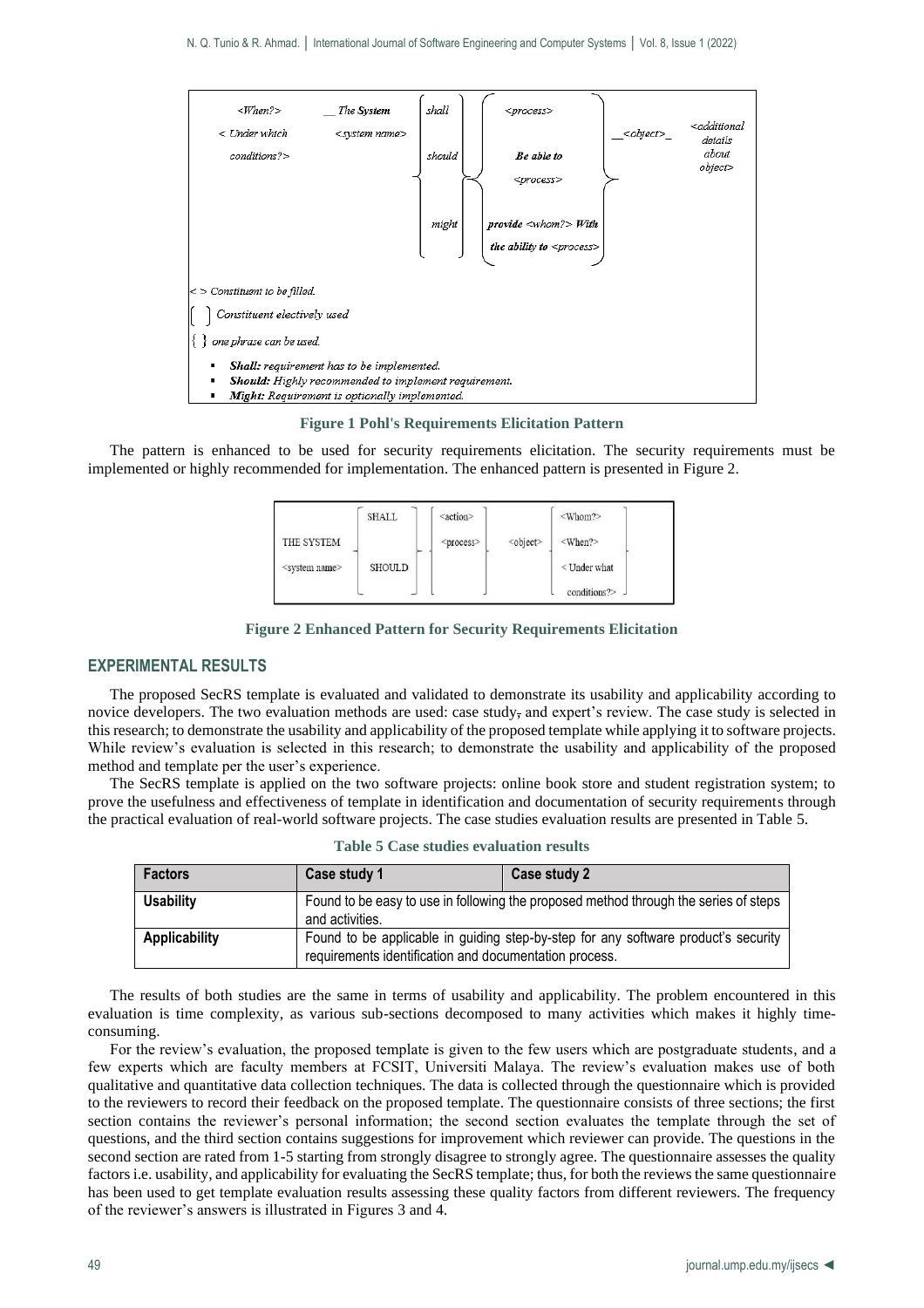| <When?> < Under which conditions?> | The System <system name> | shall / should / might | <process> / Be able to <process> / provide <whom?> With the ability to <process> | <object> | <additional details about object> |
|---|---|---|---|---|---|

< > Constituent to be filled.

[ ] Constituent electively used

{ } one phrase can be used.

- *Shall: requirement has to be implemented.*
- *Should: Highly recommended to implement requirement.*
- *Might: Requirement is optionally implemented.*

**Figure 1 Pohl's Requirements Elicitation Pattern**

The pattern is enhanced to be used for security requirements elicitation. The security requirements must be implemented or highly recommended for implementation. The enhanced pattern is presented in Figure 2.

| THE SYSTEM <system name> | SHALL / SHOULD | <action> <process> | <object> | <Whom?> <When?> < Under what conditions?> |
|---|---|---|---|---|

**Figure 2 Enhanced Pattern for Security Requirements Elicitation**

## EXPERIMENTAL RESULTS

The proposed SecRS template is evaluated and validated to demonstrate its usability and applicability according to novice developers. The two evaluation methods are used: case study, and expert's review. The case study is selected in this research; to demonstrate the usability and applicability of the proposed template while applying it to software projects. While review's evaluation is selected in this research; to demonstrate the usability and applicability of the proposed method and template per the user's experience.

The SecRS template is applied on the two software projects: online book store and student registration system; to prove the usefulness and effectiveness of template in identification and documentation of security requirements through the practical evaluation of real-world software projects. The case studies evaluation results are presented in Table 5.

**Table 5 Case studies evaluation results**

| Factors | Case study 1 | Case study 2 |
|---|---|---|
| Usability | Found to be easy to use in following the proposed method through the series of steps and activities. | |
| Applicability | Found to be applicable in guiding step-by-step for any software product's security requirements identification and documentation process. | |

The results of both studies are the same in terms of usability and applicability. The problem encountered in this evaluation is time complexity, as various sub-sections decomposed to many activities which makes it highly time-consuming.

For the review's evaluation, the proposed template is given to the few users which are postgraduate students, and a few experts which are faculty members at FCSIT, Universiti Malaya. The review's evaluation makes use of both qualitative and quantitative data collection techniques. The data is collected through the questionnaire which is provided to the reviewers to record their feedback on the proposed template. The questionnaire consists of three sections; the first section contains the reviewer's personal information; the second section evaluates the template through the set of questions, and the third section contains suggestions for improvement which reviewer can provide. The questions in the second section are rated from 1-5 starting from strongly disagree to strongly agree. The questionnaire assesses the quality factors i.e. usability, and applicability for evaluating the SecRS template; thus, for both the reviews the same questionnaire has been used to get template evaluation results assessing these quality factors from different reviewers. The frequency of the reviewer's answers is illustrated in Figures 3 and 4.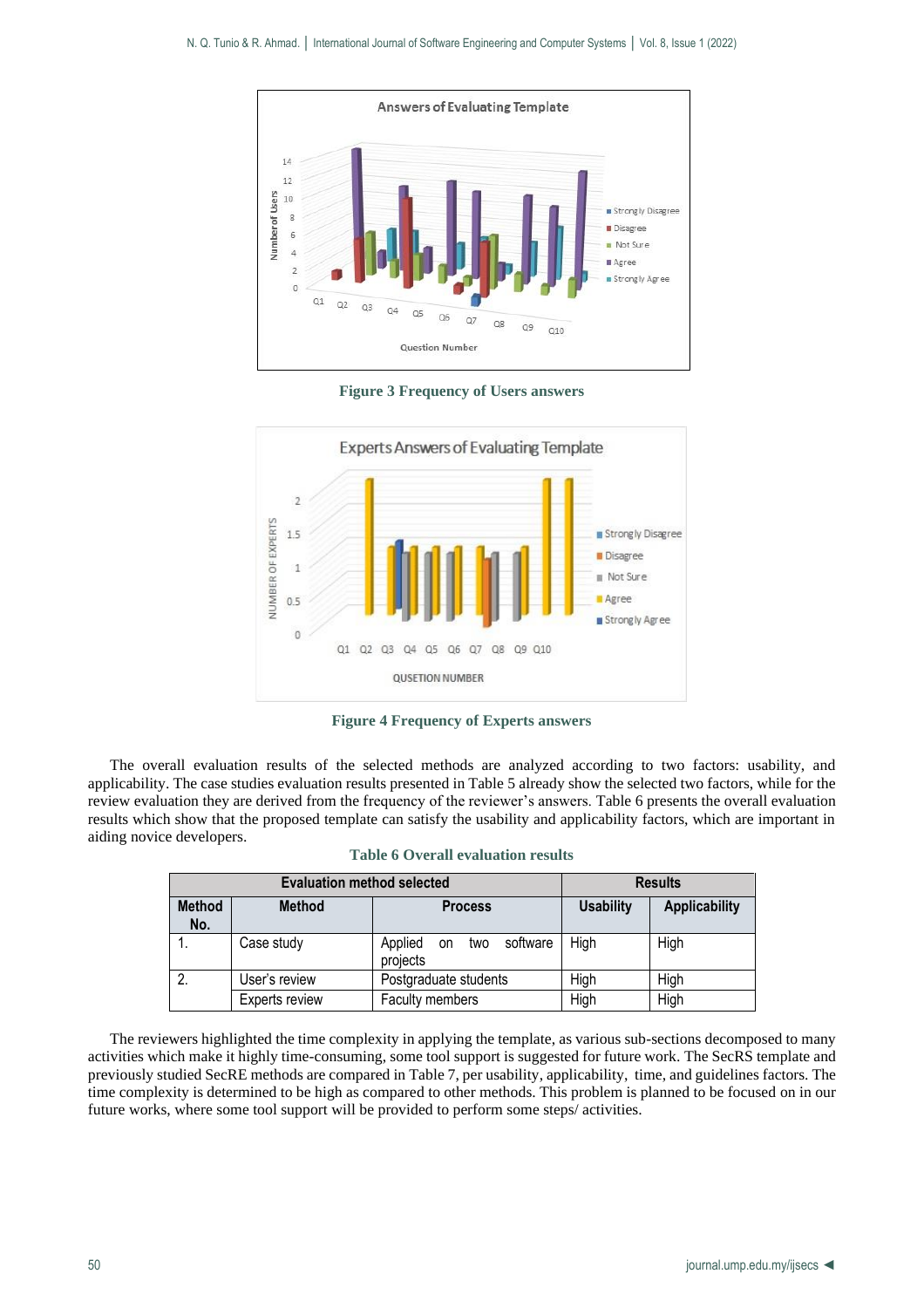**Figure 3 Frequency of Users answers**

**Figure 4 Frequency of Experts answers**

The overall evaluation results of the selected methods are analyzed according to two factors: usability, and applicability. The case studies evaluation results presented in Table 5 already show the selected two factors, while for the review evaluation they are derived from the frequency of the reviewer's answers. Table 6 presents the overall evaluation results which show that the proposed template can satisfy the usability and applicability factors, which are important in aiding novice developers.

**Table 6 Overall evaluation results**

| Evaluation method selected | | | Results | |
|---|---|---|---|---|
| **Method No.** | **Method** | **Process** | **Usability** | **Applicability** |
| 1. | Case study | Applied on two software projects | High | High |
| 2. | User's review | Postgraduate students | High | High |
| | Experts review | Faculty members | High | High |

The reviewers highlighted the time complexity in applying the template, as various sub-sections decomposed to many activities which make it highly time-consuming, some tool support is suggested for future work. The SecRS template and previously studied SecRE methods are compared in Table 7, per usability, applicability, time, and guidelines factors. The time complexity is determined to be high as compared to other methods. This problem is planned to be focused on in our future works, where some tool support will be provided to perform some steps/ activities.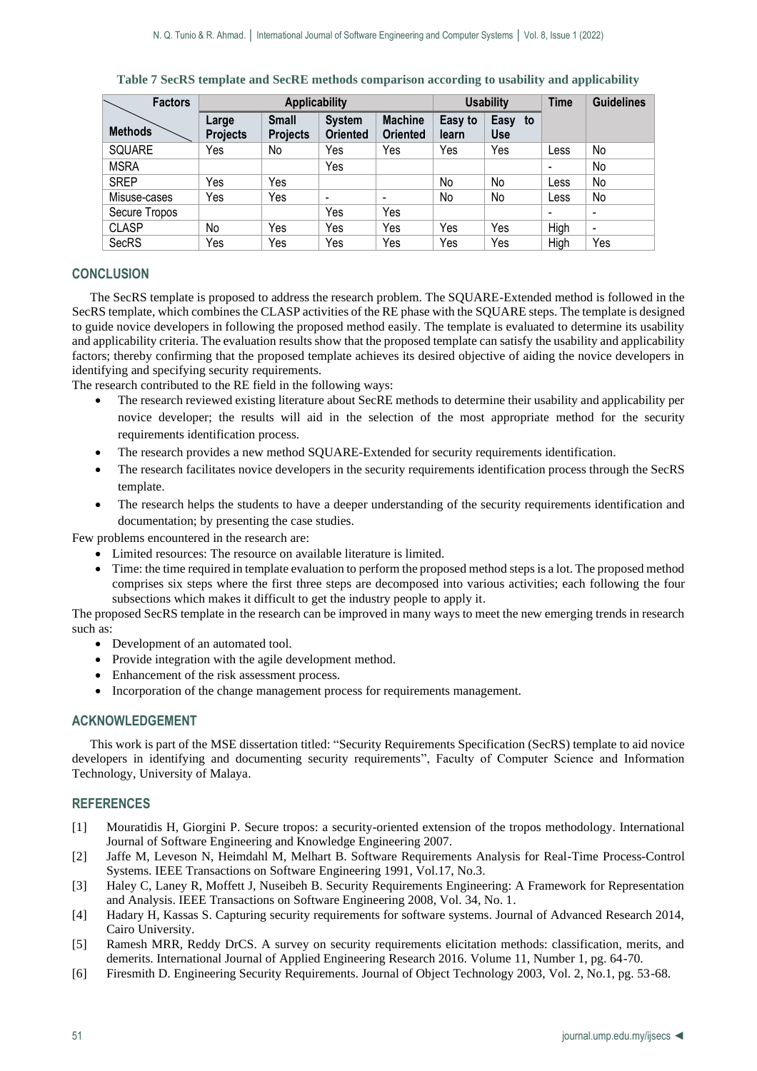**Table 7 SecRS template and SecRE methods comparison according to usability and applicability**

| Factors / Methods | Applicability | | | | Usability | | Time | Guidelines |
|---|---|---|---|---|---|---|---|---|
| | Large Projects | Small Projects | System Oriented | Machine Oriented | Easy to learn | Easy to Use | | |
| SQUARE | Yes | No | Yes | Yes | Yes | Yes | Less | No |
| MSRA | | | Yes | | | | - | No |
| SREP | Yes | Yes | | | No | No | Less | No |
| Misuse-cases | Yes | Yes | - | - | No | No | Less | No |
| Secure Tropos | | | Yes | Yes | | | - | - |
| CLASP | No | Yes | Yes | Yes | Yes | Yes | High | - |
| SecRS | Yes | Yes | Yes | Yes | Yes | Yes | High | Yes |

## CONCLUSION

The SecRS template is proposed to address the research problem. The SQUARE-Extended method is followed in the SecRS template, which combines the CLASP activities of the RE phase with the SQUARE steps. The template is designed to guide novice developers in following the proposed method easily. The template is evaluated to determine its usability and applicability criteria. The evaluation results show that the proposed template can satisfy the usability and applicability factors; thereby confirming that the proposed template achieves its desired objective of aiding the novice developers in identifying and specifying security requirements.

The research contributed to the RE field in the following ways:

- The research reviewed existing literature about SecRE methods to determine their usability and applicability per novice developer; the results will aid in the selection of the most appropriate method for the security requirements identification process.
- The research provides a new method SQUARE-Extended for security requirements identification.
- The research facilitates novice developers in the security requirements identification process through the SecRS template.
- The research helps the students to have a deeper understanding of the security requirements identification and documentation; by presenting the case studies.

Few problems encountered in the research are:

- Limited resources: The resource on available literature is limited.
- Time: the time required in template evaluation to perform the proposed method steps is a lot. The proposed method comprises six steps where the first three steps are decomposed into various activities; each following the four subsections which makes it difficult to get the industry people to apply it.

The proposed SecRS template in the research can be improved in many ways to meet the new emerging trends in research such as:

- Development of an automated tool.
- Provide integration with the agile development method.
- Enhancement of the risk assessment process.
- Incorporation of the change management process for requirements management.

## ACKNOWLEDGEMENT

This work is part of the MSE dissertation titled: "Security Requirements Specification (SecRS) template to aid novice developers in identifying and documenting security requirements", Faculty of Computer Science and Information Technology, University of Malaya.

## REFERENCES

[1] Mouratidis H, Giorgini P. Secure tropos: a security-oriented extension of the tropos methodology. International Journal of Software Engineering and Knowledge Engineering 2007.

[2] Jaffe M, Leveson N, Heimdahl M, Melhart B. Software Requirements Analysis for Real-Time Process-Control Systems. IEEE Transactions on Software Engineering 1991, Vol.17, No.3.

[3] Haley C, Laney R, Moffett J, Nuseibeh B. Security Requirements Engineering: A Framework for Representation and Analysis. IEEE Transactions on Software Engineering 2008, Vol. 34, No. 1.

[4] Hadary H, Kassas S. Capturing security requirements for software systems. Journal of Advanced Research 2014, Cairo University.

[5] Ramesh MRR, Reddy DrCS. A survey on security requirements elicitation methods: classification, merits, and demerits. International Journal of Applied Engineering Research 2016. Volume 11, Number 1, pg. 64-70.

[6] Firesmith D. Engineering Security Requirements. Journal of Object Technology 2003, Vol. 2, No.1, pg. 53-68.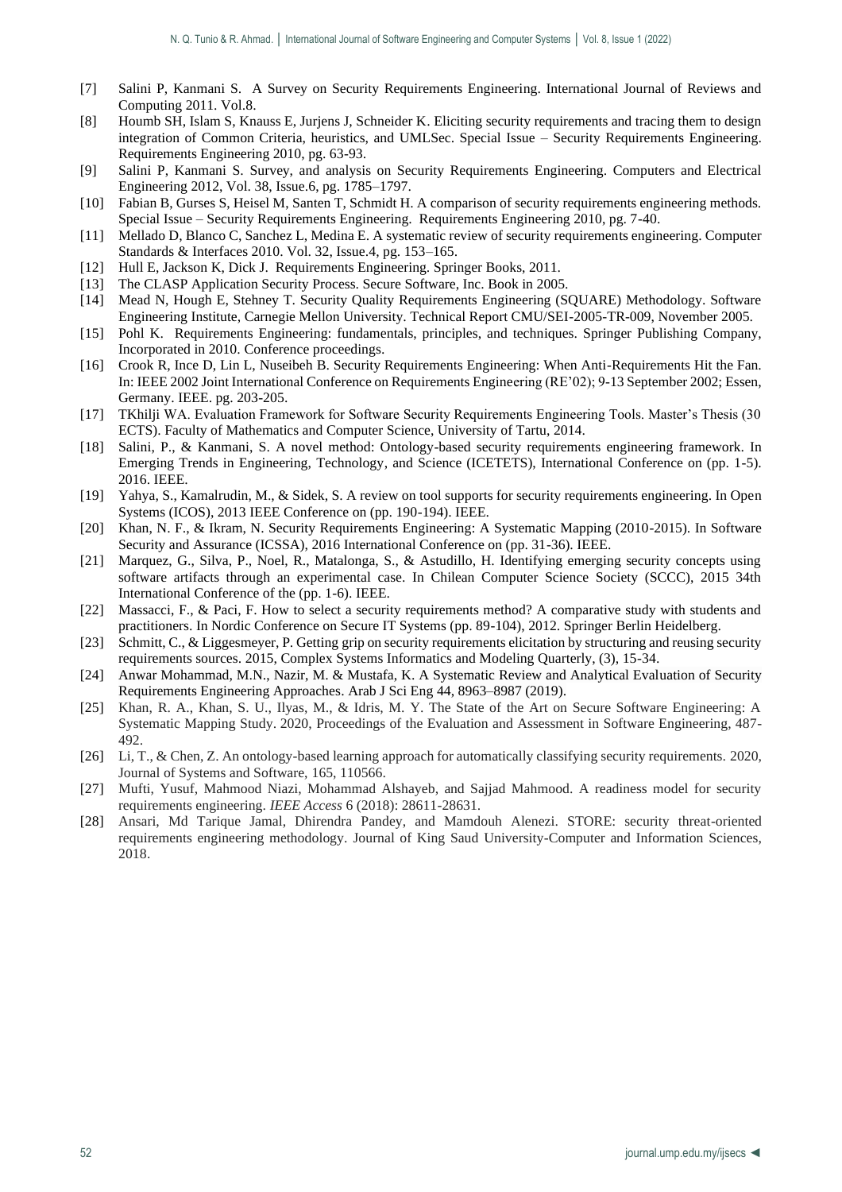[7] Salini P, Kanmani S. A Survey on Security Requirements Engineering. International Journal of Reviews and Computing 2011. Vol.8.

[8] Houmb SH, Islam S, Knauss E, Jurjens J, Schneider K. Eliciting security requirements and tracing them to design integration of Common Criteria, heuristics, and UMLSec. Special Issue – Security Requirements Engineering. Requirements Engineering 2010, pg. 63-93.

[9] Salini P, Kanmani S. Survey, and analysis on Security Requirements Engineering. Computers and Electrical Engineering 2012, Vol. 38, Issue.6, pg. 1785–1797.

[10] Fabian B, Gurses S, Heisel M, Santen T, Schmidt H. A comparison of security requirements engineering methods. Special Issue – Security Requirements Engineering. Requirements Engineering 2010, pg. 7-40.

[11] Mellado D, Blanco C, Sanchez L, Medina E. A systematic review of security requirements engineering. Computer Standards & Interfaces 2010. Vol. 32, Issue.4, pg. 153–165.

[12] Hull E, Jackson K, Dick J. Requirements Engineering. Springer Books, 2011.

[13] The CLASP Application Security Process. Secure Software, Inc. Book in 2005.

[14] Mead N, Hough E, Stehney T. Security Quality Requirements Engineering (SQUARE) Methodology. Software Engineering Institute, Carnegie Mellon University. Technical Report CMU/SEI-2005-TR-009, November 2005.

[15] Pohl K. Requirements Engineering: fundamentals, principles, and techniques. Springer Publishing Company, Incorporated in 2010. Conference proceedings.

[16] Crook R, Ince D, Lin L, Nuseibeh B. Security Requirements Engineering: When Anti-Requirements Hit the Fan. In: IEEE 2002 Joint International Conference on Requirements Engineering (RE'02); 9-13 September 2002; Essen, Germany. IEEE. pg. 203-205.

[17] TKhilji WA. Evaluation Framework for Software Security Requirements Engineering Tools. Master's Thesis (30 ECTS). Faculty of Mathematics and Computer Science, University of Tartu, 2014.

[18] Salini, P., & Kanmani, S. A novel method: Ontology-based security requirements engineering framework. In Emerging Trends in Engineering, Technology, and Science (ICETETS), International Conference on (pp. 1-5). 2016. IEEE.

[19] Yahya, S., Kamalrudin, M., & Sidek, S. A review on tool supports for security requirements engineering. In Open Systems (ICOS), 2013 IEEE Conference on (pp. 190-194). IEEE.

[20] Khan, N. F., & Ikram, N. Security Requirements Engineering: A Systematic Mapping (2010-2015). In Software Security and Assurance (ICSSA), 2016 International Conference on (pp. 31-36). IEEE.

[21] Marquez, G., Silva, P., Noel, R., Matalonga, S., & Astudillo, H. Identifying emerging security concepts using software artifacts through an experimental case. In Chilean Computer Science Society (SCCC), 2015 34th International Conference of the (pp. 1-6). IEEE.

[22] Massacci, F., & Paci, F. How to select a security requirements method? A comparative study with students and practitioners. In Nordic Conference on Secure IT Systems (pp. 89-104), 2012. Springer Berlin Heidelberg.

[23] Schmitt, C., & Liggesmeyer, P. Getting grip on security requirements elicitation by structuring and reusing security requirements sources. 2015, Complex Systems Informatics and Modeling Quarterly, (3), 15-34.

[24] Anwar Mohammad, M.N., Nazir, M. & Mustafa, K. A Systematic Review and Analytical Evaluation of Security Requirements Engineering Approaches. Arab J Sci Eng 44, 8963–8987 (2019).

[25] Khan, R. A., Khan, S. U., Ilyas, M., & Idris, M. Y. The State of the Art on Secure Software Engineering: A Systematic Mapping Study. 2020, Proceedings of the Evaluation and Assessment in Software Engineering, 487-492.

[26] Li, T., & Chen, Z. An ontology-based learning approach for automatically classifying security requirements. 2020, Journal of Systems and Software, 165, 110566.

[27] Mufti, Yusuf, Mahmood Niazi, Mohammad Alshayeb, and Sajjad Mahmood. A readiness model for security requirements engineering. *IEEE Access* 6 (2018): 28611-28631.

[28] Ansari, Md Tarique Jamal, Dhirendra Pandey, and Mamdouh Alenezi. STORE: security threat-oriented requirements engineering methodology. Journal of King Saud University-Computer and Information Sciences, 2018.